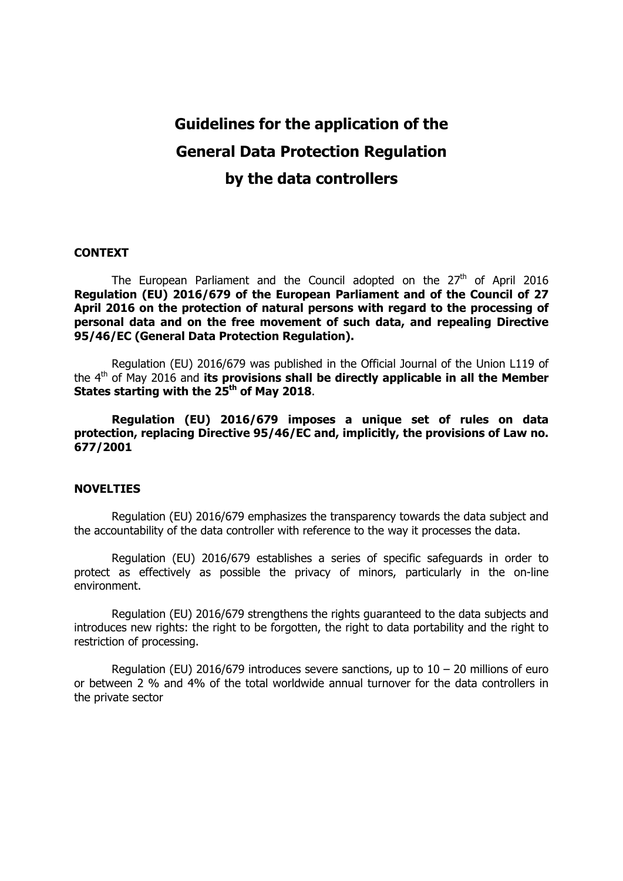# Guidelines for the application of the General Data Protection Regulation by the data controllers

## CONTEXT

The European Parliament and the Council adopted on the 27th of April 2016 **Regulation (EU) 2016/679 of the European Parliament and of the Council of 27 April 2016 on the protection of natural persons with regard to the processing of personal data and on the free movement of such data, and repealing Directive 95/46/EC (General Data Protection Regulation).**

Regulation (EU) 2016/679 was published in the Official Journal of the Union L119 of the 4th of May 2016 and **its provisions shall be directly applicable in all the Member States starting with the 25th of May 2018**.

**Regulation (EU) 2016/679 imposes a unique set of rules on data protection, replacing Directive 95/46/EC and, implicitly, the provisions of Law no. 677/2001**

## NOVELTIES

Regulation (EU) 2016/679 emphasizes the transparency towards the data subject and the accountability of the data controller with reference to the way it processes the data.

Regulation (EU) 2016/679 establishes a series of specific safeguards in order to protect as effectively as possible the privacy of minors, particularly in the on-line environment.

Regulation (EU) 2016/679 strengthens the rights guaranteed to the data subjects and introduces new rights: the right to be forgotten, the right to data portability and the right to restriction of processing.

Regulation (EU) 2016/679 introduces severe sanctions, up to 10 – 20 millions of euro or between 2 % and 4% of the total worldwide annual turnover for the data controllers in the private sector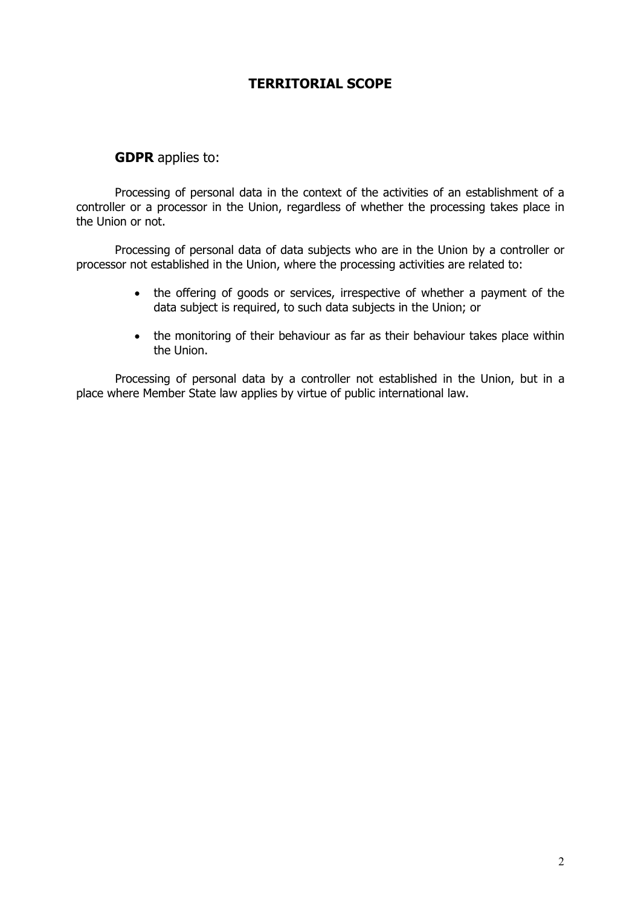# TERRITORIAL SCOPE

**GDPR** applies to:

Processing of personal data in the context of the activities of an establishment of a controller or a processor in the Union, regardless of whether the processing takes place in the Union or not.

Processing of personal data of data subjects who are in the Union by a controller or processor not established in the Union, where the processing activities are related to:

- the offering of goods or services, irrespective of whether a payment of the data subject is required, to such data subjects in the Union; or
- the monitoring of their behaviour as far as their behaviour takes place within the Union.

Processing of personal data by a controller not established in the Union, but in a place where Member State law applies by virtue of public international law.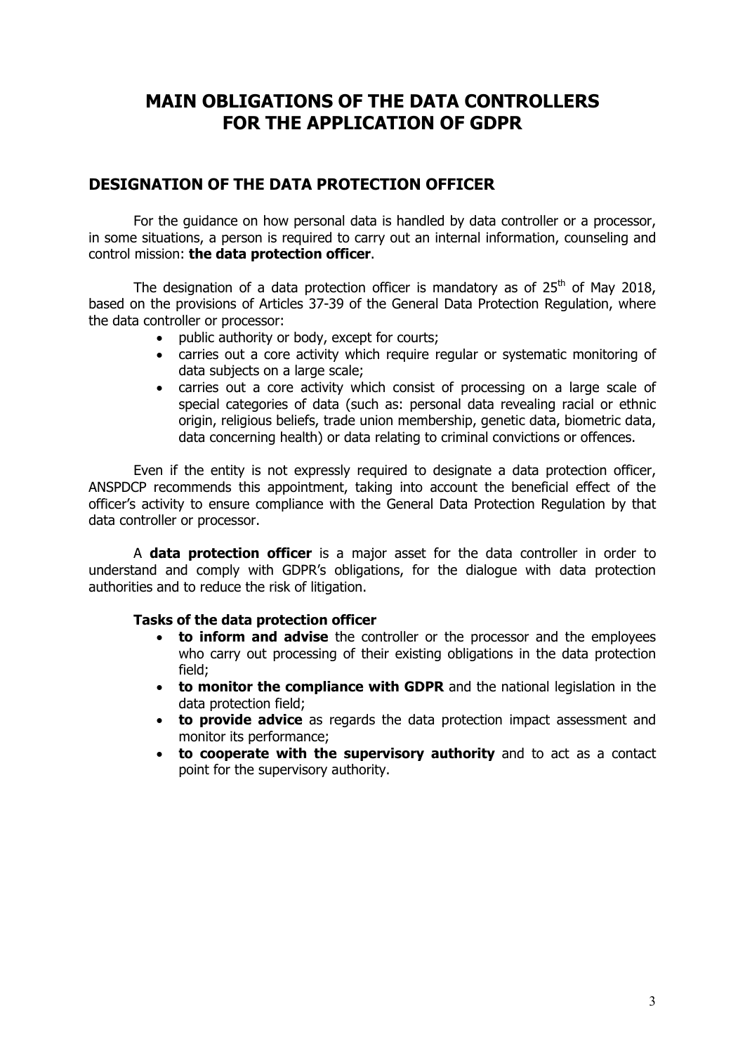# MAIN OBLIGATIONS OF THE DATA CONTROLLERS FOR THE APPLICATION OF GDPR

## DESIGNATION OF THE DATA PROTECTION OFFICER

For the guidance on how personal data is handled by data controller or a processor, in some situations, a person is required to carry out an internal information, counseling and control mission: **the data protection officer**.

The designation of a data protection officer is mandatory as of 25$^{th}$ of May 2018, based on the provisions of Articles 37-39 of the General Data Protection Regulation, where the data controller or processor:

- public authority or body, except for courts;
- carries out a core activity which require regular or systematic monitoring of data subjects on a large scale;
- carries out a core activity which consist of processing on a large scale of special categories of data (such as: personal data revealing racial or ethnic origin, religious beliefs, trade union membership, genetic data, biometric data, data concerning health) or data relating to criminal convictions or offences.

Even if the entity is not expressly required to designate a data protection officer, ANSPDCP recommends this appointment, taking into account the beneficial effect of the officer's activity to ensure compliance with the General Data Protection Regulation by that data controller or processor.

A **data protection officer** is a major asset for the data controller in order to understand and comply with GDPR's obligations, for the dialogue with data protection authorities and to reduce the risk of litigation.

**Tasks of the data protection officer**

- **to inform and advise** the controller or the processor and the employees who carry out processing of their existing obligations in the data protection field;
- **to monitor the compliance with GDPR** and the national legislation in the data protection field;
- **to provide advice** as regards the data protection impact assessment and monitor its performance;
- **to cooperate with the supervisory authority** and to act as a contact point for the supervisory authority.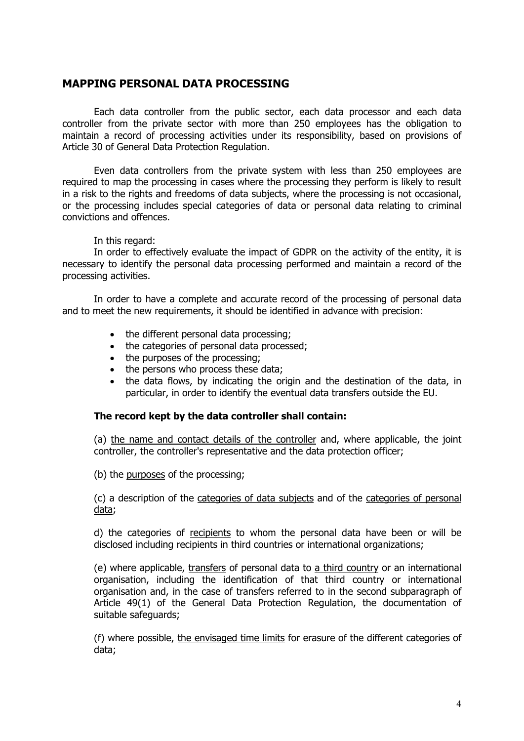## MAPPING PERSONAL DATA PROCESSING

Each data controller from the public sector, each data processor and each data controller from the private sector with more than 250 employees has the obligation to maintain a record of processing activities under its responsibility, based on provisions of Article 30 of General Data Protection Regulation.

Even data controllers from the private system with less than 250 employees are required to map the processing in cases where the processing they perform is likely to result in a risk to the rights and freedoms of data subjects, where the processing is not occasional, or the processing includes special categories of data or personal data relating to criminal convictions and offences.

In this regard:

In order to effectively evaluate the impact of GDPR on the activity of the entity, it is necessary to identify the personal data processing performed and maintain a record of the processing activities.

In order to have a complete and accurate record of the processing of personal data and to meet the new requirements, it should be identified in advance with precision:

- the different personal data processing;
- the categories of personal data processed;
- the purposes of the processing;
- the persons who process these data;
- the data flows, by indicating the origin and the destination of the data, in particular, in order to identify the eventual data transfers outside the EU.

**The record kept by the data controller shall contain:**

(a) the name and contact details of the controller and, where applicable, the joint controller, the controller's representative and the data protection officer;

(b) the purposes of the processing;

(c) a description of the categories of data subjects and of the categories of personal data;

d) the categories of recipients to whom the personal data have been or will be disclosed including recipients in third countries or international organizations;

(e) where applicable, transfers of personal data to a third country or an international organisation, including the identification of that third country or international organisation and, in the case of transfers referred to in the second subparagraph of Article 49(1) of the General Data Protection Regulation, the documentation of suitable safeguards;

(f) where possible, the envisaged time limits for erasure of the different categories of data;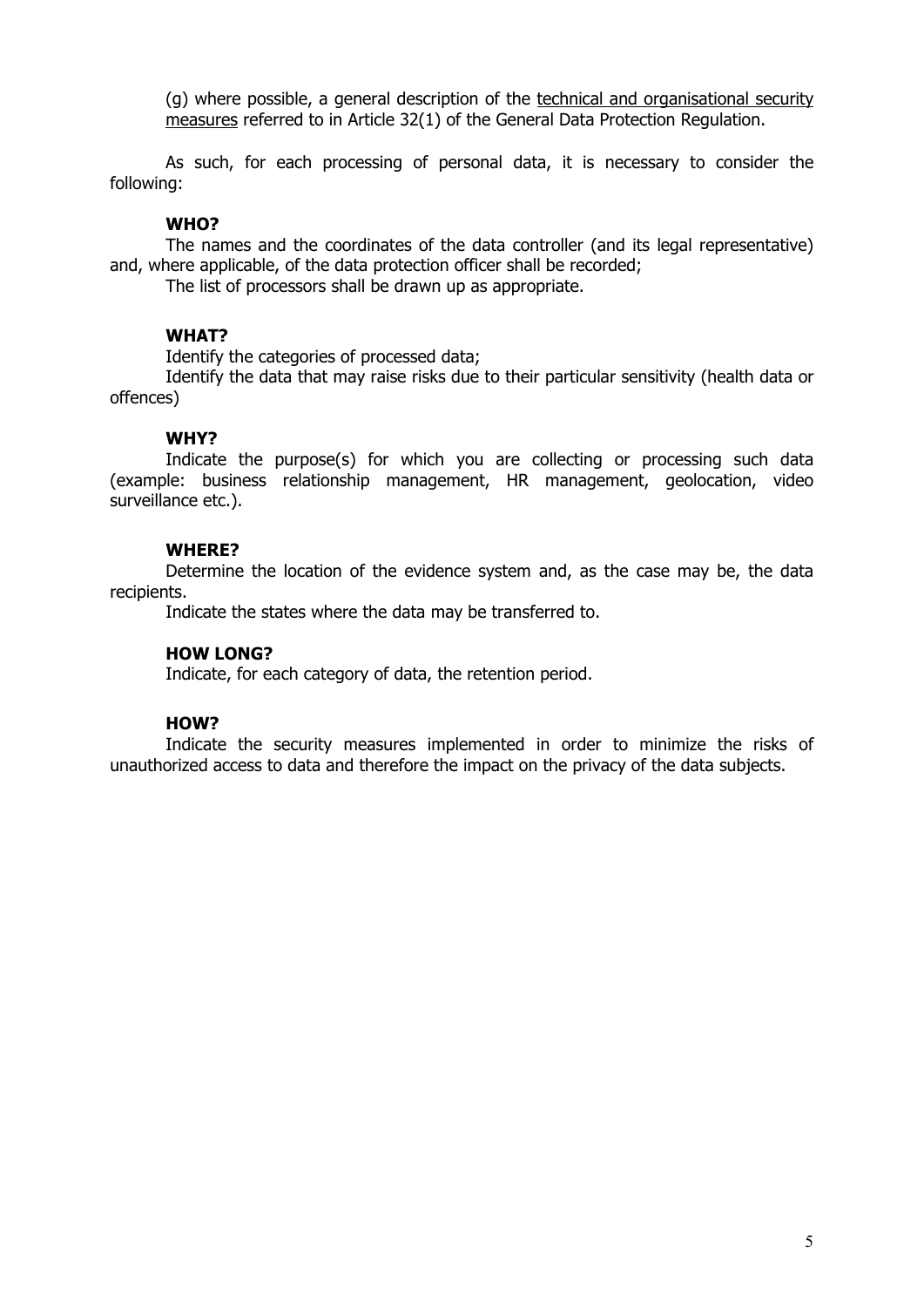(g) where possible, a general description of the <u>technical and organisational security measures</u> referred to in Article 32(1) of the General Data Protection Regulation.

As such, for each processing of personal data, it is necessary to consider the following:

**WHO?**

The names and the coordinates of the data controller (and its legal representative) and, where applicable, of the data protection officer shall be recorded;

The list of processors shall be drawn up as appropriate.

**WHAT?**

Identify the categories of processed data;

Identify the data that may raise risks due to their particular sensitivity (health data or offences)

**WHY?**

Indicate the purpose(s) for which you are collecting or processing such data (example: business relationship management, HR management, geolocation, video surveillance etc.).

**WHERE?**

Determine the location of the evidence system and, as the case may be, the data recipients.

Indicate the states where the data may be transferred to.

**HOW LONG?**

Indicate, for each category of data, the retention period.

**HOW?**

Indicate the security measures implemented in order to minimize the risks of unauthorized access to data and therefore the impact on the privacy of the data subjects.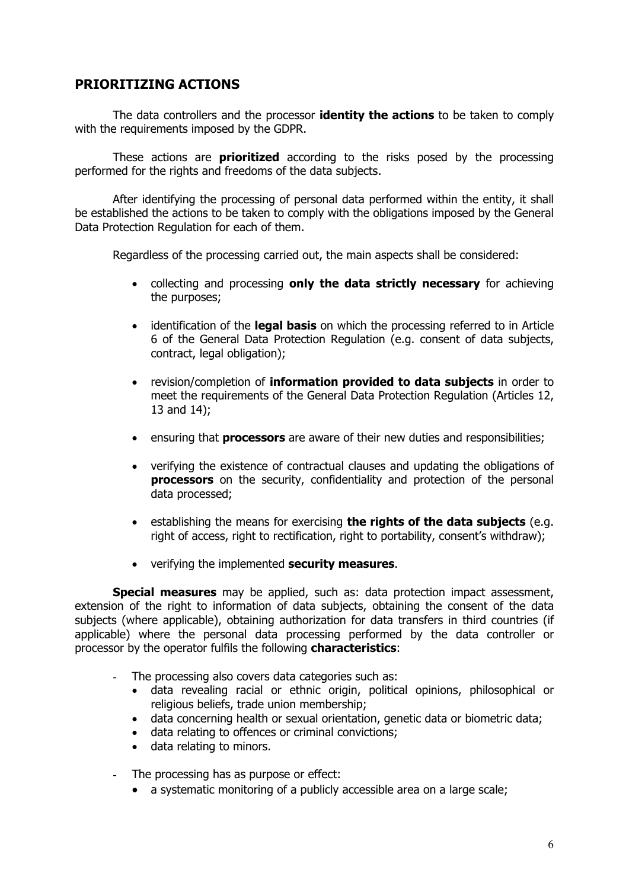## PRIORITIZING ACTIONS

The data controllers and the processor **identity the actions** to be taken to comply with the requirements imposed by the GDPR.

These actions are **prioritized** according to the risks posed by the processing performed for the rights and freedoms of the data subjects.

After identifying the processing of personal data performed within the entity, it shall be established the actions to be taken to comply with the obligations imposed by the General Data Protection Regulation for each of them.

Regardless of the processing carried out, the main aspects shall be considered:

- collecting and processing **only the data strictly necessary** for achieving the purposes;
- identification of the **legal basis** on which the processing referred to in Article 6 of the General Data Protection Regulation (e.g. consent of data subjects, contract, legal obligation);
- revision/completion of **information provided to data subjects** in order to meet the requirements of the General Data Protection Regulation (Articles 12, 13 and 14);
- ensuring that **processors** are aware of their new duties and responsibilities;
- verifying the existence of contractual clauses and updating the obligations of **processors** on the security, confidentiality and protection of the personal data processed;
- establishing the means for exercising **the rights of the data subjects** (e.g. right of access, right to rectification, right to portability, consent's withdraw);
- verifying the implemented **security measures**.

**Special measures** may be applied, such as: data protection impact assessment, extension of the right to information of data subjects, obtaining the consent of the data subjects (where applicable), obtaining authorization for data transfers in third countries (if applicable) where the personal data processing performed by the data controller or processor by the operator fulfils the following **characteristics**:

- The processing also covers data categories such as:
  - data revealing racial or ethnic origin, political opinions, philosophical or religious beliefs, trade union membership;
  - data concerning health or sexual orientation, genetic data or biometric data;
  - data relating to offences or criminal convictions;
  - data relating to minors.
- The processing has as purpose or effect:
  - a systematic monitoring of a publicly accessible area on a large scale;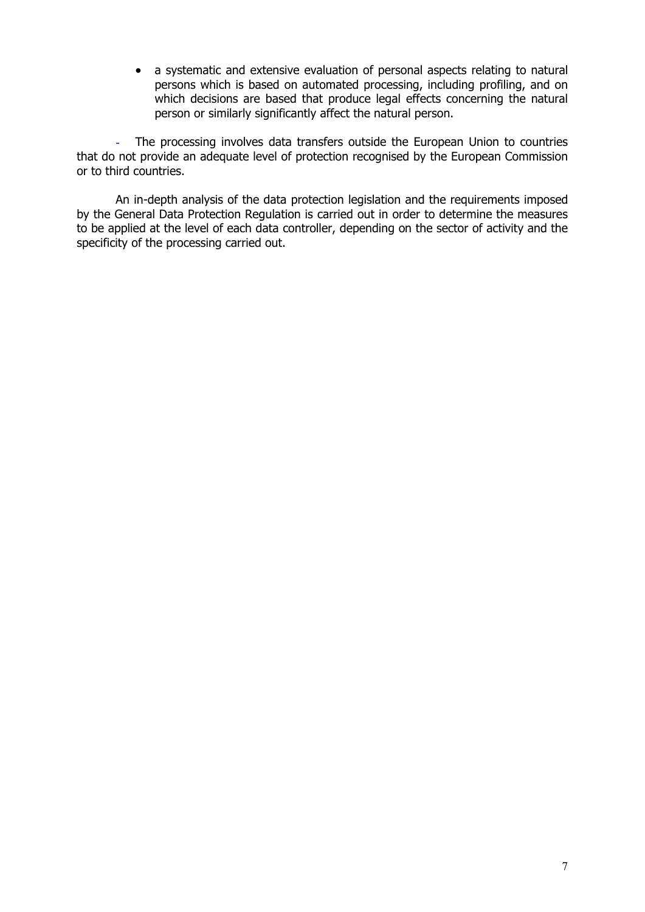- a systematic and extensive evaluation of personal aspects relating to natural persons which is based on automated processing, including profiling, and on which decisions are based that produce legal effects concerning the natural person or similarly significantly affect the natural person.

- The processing involves data transfers outside the European Union to countries that do not provide an adequate level of protection recognised by the European Commission or to third countries.

An in-depth analysis of the data protection legislation and the requirements imposed by the General Data Protection Regulation is carried out in order to determine the measures to be applied at the level of each data controller, depending on the sector of activity and the specificity of the processing carried out.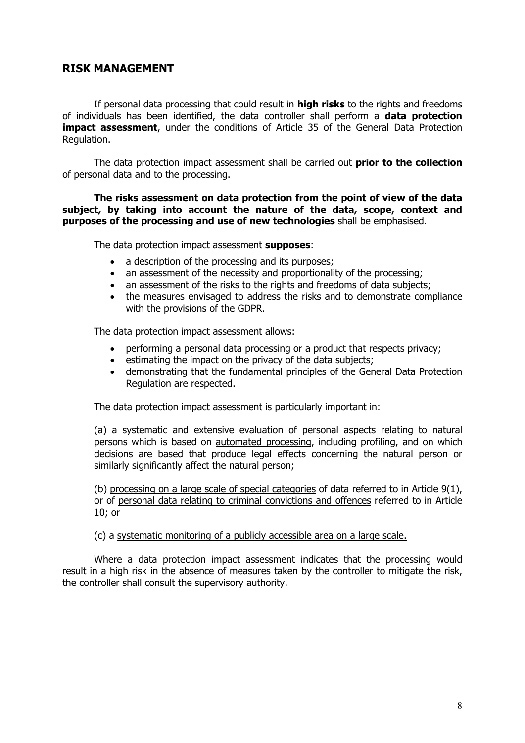## RISK MANAGEMENT

If personal data processing that could result in **high risks** to the rights and freedoms of individuals has been identified, the data controller shall perform a **data protection impact assessment**, under the conditions of Article 35 of the General Data Protection Regulation.

The data protection impact assessment shall be carried out **prior to the collection** of personal data and to the processing.

**The risks assessment on data protection from the point of view of the data subject, by taking into account the nature of the data, scope, context and purposes of the processing and use of new technologies** shall be emphasised.

The data protection impact assessment **supposes**:

- a description of the processing and its purposes;
- an assessment of the necessity and proportionality of the processing;
- an assessment of the risks to the rights and freedoms of data subjects;
- the measures envisaged to address the risks and to demonstrate compliance with the provisions of the GDPR.

The data protection impact assessment allows:

- performing a personal data processing or a product that respects privacy;
- estimating the impact on the privacy of the data subjects;
- demonstrating that the fundamental principles of the General Data Protection Regulation are respected.

The data protection impact assessment is particularly important in:

(a) <u>a systematic and extensive evaluation</u> of personal aspects relating to natural persons which is based on <u>automated processing</u>, including profiling, and on which decisions are based that produce legal effects concerning the natural person or similarly significantly affect the natural person;

(b) <u>processing on a large scale of special categories</u> of data referred to in Article 9(1), or of <u>personal data relating to criminal convictions and offences</u> referred to in Article 10; or

(c) a <u>systematic monitoring of a publicly accessible area on a large scale.</u>

Where a data protection impact assessment indicates that the processing would result in a high risk in the absence of measures taken by the controller to mitigate the risk, the controller shall consult the supervisory authority.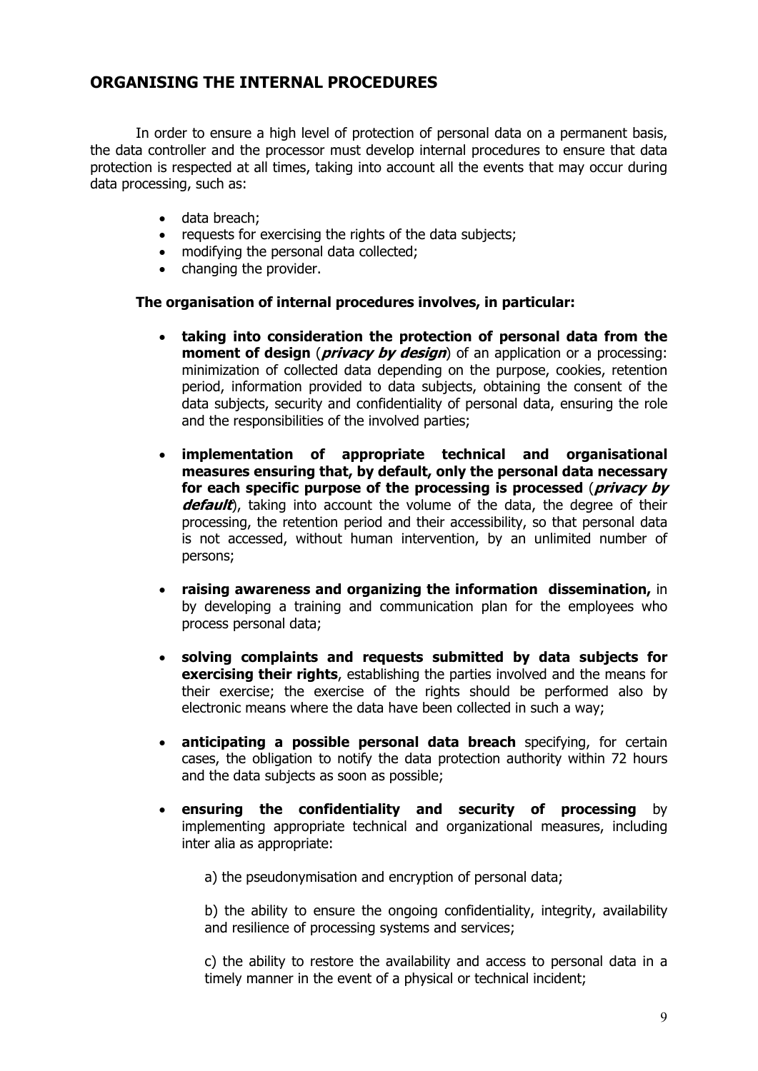## ORGANISING THE INTERNAL PROCEDURES

In order to ensure a high level of protection of personal data on a permanent basis, the data controller and the processor must develop internal procedures to ensure that data protection is respected at all times, taking into account all the events that may occur during data processing, such as:

- data breach;
- requests for exercising the rights of the data subjects;
- modifying the personal data collected;
- changing the provider.

**The organisation of internal procedures involves, in particular:**

- **taking into consideration the protection of personal data from the moment of design** (***privacy by design***) of an application or a processing: minimization of collected data depending on the purpose, cookies, retention period, information provided to data subjects, obtaining the consent of the data subjects, security and confidentiality of personal data, ensuring the role and the responsibilities of the involved parties;

- **implementation of appropriate technical and organisational measures ensuring that, by default, only the personal data necessary for each specific purpose of the processing is processed** (***privacy by default***), taking into account the volume of the data, the degree of their processing, the retention period and their accessibility, so that personal data is not accessed, without human intervention, by an unlimited number of persons;

- **raising awareness and organizing the information dissemination,** in by developing a training and communication plan for the employees who process personal data;

- **solving complaints and requests submitted by data subjects for exercising their rights**, establishing the parties involved and the means for their exercise; the exercise of the rights should be performed also by electronic means where the data have been collected in such a way;

- **anticipating a possible personal data breach** specifying, for certain cases, the obligation to notify the data protection authority within 72 hours and the data subjects as soon as possible;

- **ensuring the confidentiality and security of processing** by implementing appropriate technical and organizational measures, including inter alia as appropriate:

  a) the pseudonymisation and encryption of personal data;

  b) the ability to ensure the ongoing confidentiality, integrity, availability and resilience of processing systems and services;

  c) the ability to restore the availability and access to personal data in a timely manner in the event of a physical or technical incident;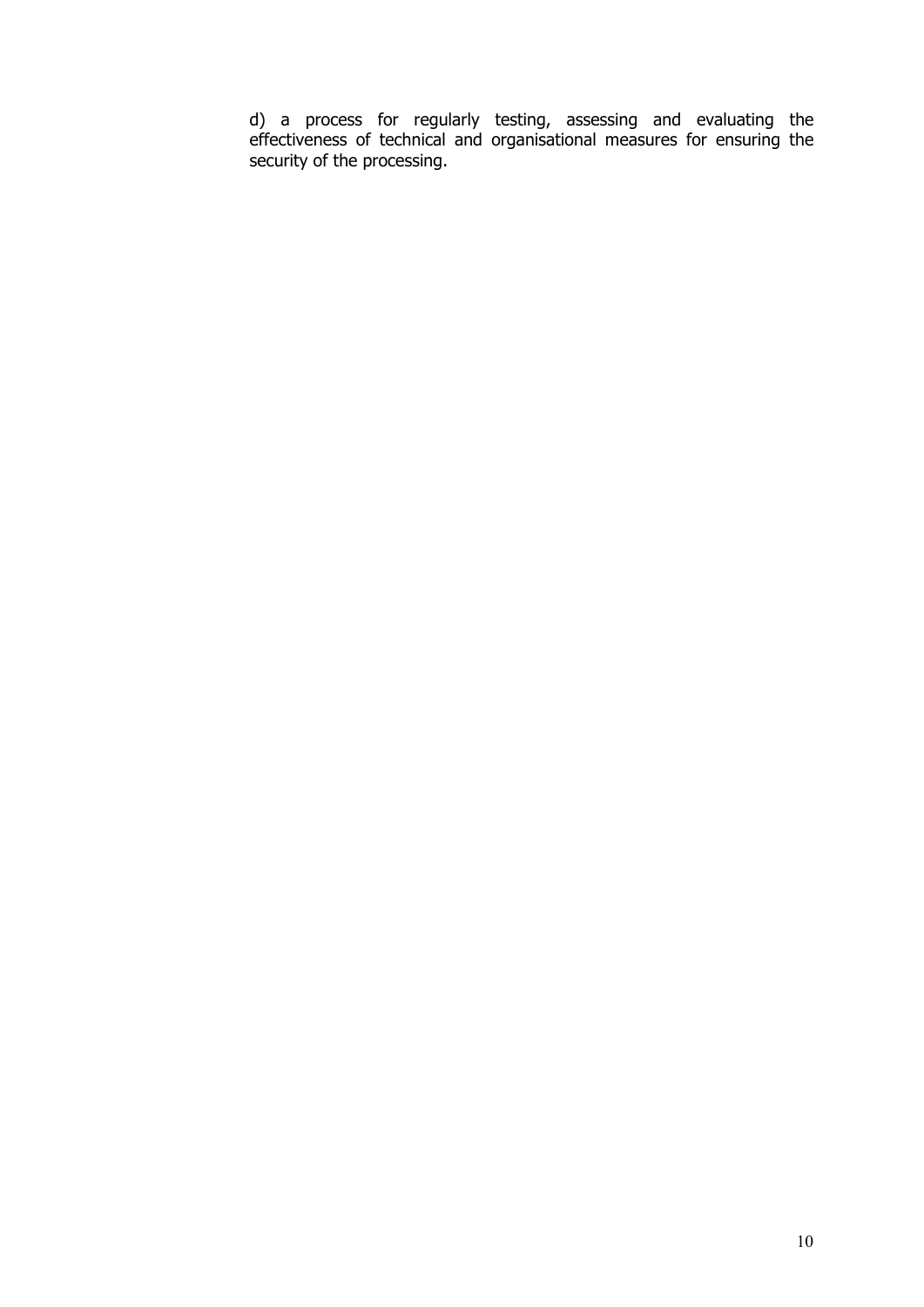d) a process for regularly testing, assessing and evaluating the effectiveness of technical and organisational measures for ensuring the security of the processing.